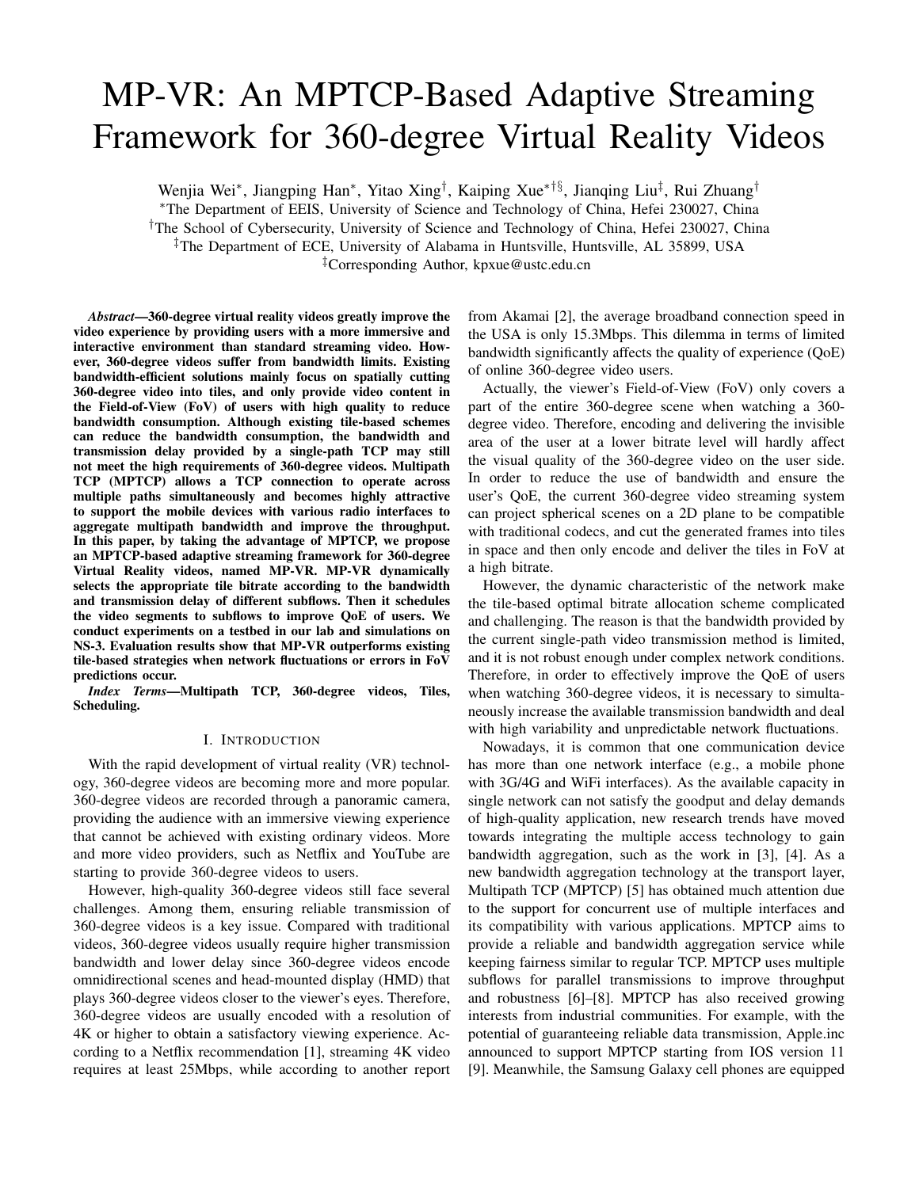# MP-VR: An MPTCP-Based Adaptive Streaming Framework for 360-degree Virtual Reality Videos

Wenjia Wei*, Jiangping Han*, Yitao Xing†, Kaiping Xue*†§, Jianqing Liu‡, Rui Zhuang†

*The Department of EEIS, University of Science and Technology of China, Hefei 230027, China

†The School of Cybersecurity, University of Science and Technology of China, Hefei 230027, China

‡The Department of ECE, University of Alabama in Huntsville, Huntsville, AL 35899, USA

‡Corresponding Author, kpxue@ustc.edu.cn

***Abstract*—360-degree virtual reality videos greatly improve the video experience by providing users with a more immersive and interactive environment than standard streaming video. However, 360-degree videos suffer from bandwidth limits. Existing bandwidth-efficient solutions mainly focus on spatially cutting 360-degree video into tiles, and only provide video content in the Field-of-View (FoV) of users with high quality to reduce bandwidth consumption. Although existing tile-based schemes can reduce the bandwidth consumption, the bandwidth and transmission delay provided by a single-path TCP may still not meet the high requirements of 360-degree videos. Multipath TCP (MPTCP) allows a TCP connection to operate across multiple paths simultaneously and becomes highly attractive to support the mobile devices with various radio interfaces to aggregate multipath bandwidth and improve the throughput. In this paper, by taking the advantage of MPTCP, we propose an MPTCP-based adaptive streaming framework for 360-degree Virtual Reality videos, named MP-VR. MP-VR dynamically selects the appropriate tile bitrate according to the bandwidth and transmission delay of different subflows. Then it schedules the video segments to subflows to improve QoE of users. We conduct experiments on a testbed in our lab and simulations on NS-3. Evaluation results show that MP-VR outperforms existing tile-based strategies when network fluctuations or errors in FoV predictions occur.**

***Index Terms*—Multipath TCP, 360-degree videos, Tiles, Scheduling.**

## I. Introduction

With the rapid development of virtual reality (VR) technology, 360-degree videos are becoming more and more popular. 360-degree videos are recorded through a panoramic camera, providing the audience with an immersive viewing experience that cannot be achieved with existing ordinary videos. More and more video providers, such as Netflix and YouTube are starting to provide 360-degree videos to users.

However, high-quality 360-degree videos still face several challenges. Among them, ensuring reliable transmission of 360-degree videos is a key issue. Compared with traditional videos, 360-degree videos usually require higher transmission bandwidth and lower delay since 360-degree videos encode omnidirectional scenes and head-mounted display (HMD) that plays 360-degree videos closer to the viewer's eyes. Therefore, 360-degree videos are usually encoded with a resolution of 4K or higher to obtain a satisfactory viewing experience. According to a Netflix recommendation [1], streaming 4K video requires at least 25Mbps, while according to another report from Akamai [2], the average broadband connection speed in the USA is only 15.3Mbps. This dilemma in terms of limited bandwidth significantly affects the quality of experience (QoE) of online 360-degree video users.

Actually, the viewer's Field-of-View (FoV) only covers a part of the entire 360-degree scene when watching a 360-degree video. Therefore, encoding and delivering the invisible area of the user at a lower bitrate level will hardly affect the visual quality of the 360-degree video on the user side. In order to reduce the use of bandwidth and ensure the user's QoE, the current 360-degree video streaming system can project spherical scenes on a 2D plane to be compatible with traditional codecs, and cut the generated frames into tiles in space and then only encode and deliver the tiles in FoV at a high bitrate.

However, the dynamic characteristic of the network make the tile-based optimal bitrate allocation scheme complicated and challenging. The reason is that the bandwidth provided by the current single-path video transmission method is limited, and it is not robust enough under complex network conditions. Therefore, in order to effectively improve the QoE of users when watching 360-degree videos, it is necessary to simultaneously increase the available transmission bandwidth and deal with high variability and unpredictable network fluctuations.

Nowadays, it is common that one communication device has more than one network interface (e.g., a mobile phone with 3G/4G and WiFi interfaces). As the available capacity in single network can not satisfy the goodput and delay demands of high-quality application, new research trends have moved towards integrating the multiple access technology to gain bandwidth aggregation, such as the work in [3], [4]. As a new bandwidth aggregation technology at the transport layer, Multipath TCP (MPTCP) [5] has obtained much attention due to the support for concurrent use of multiple interfaces and its compatibility with various applications. MPTCP aims to provide a reliable and bandwidth aggregation service while keeping fairness similar to regular TCP. MPTCP uses multiple subflows for parallel transmissions to improve throughput and robustness [6]–[8]. MPTCP has also received growing interests from industrial communities. For example, with the potential of guaranteeing reliable data transmission, Apple.inc announced to support MPTCP starting from IOS version 11 [9]. Meanwhile, the Samsung Galaxy cell phones are equipped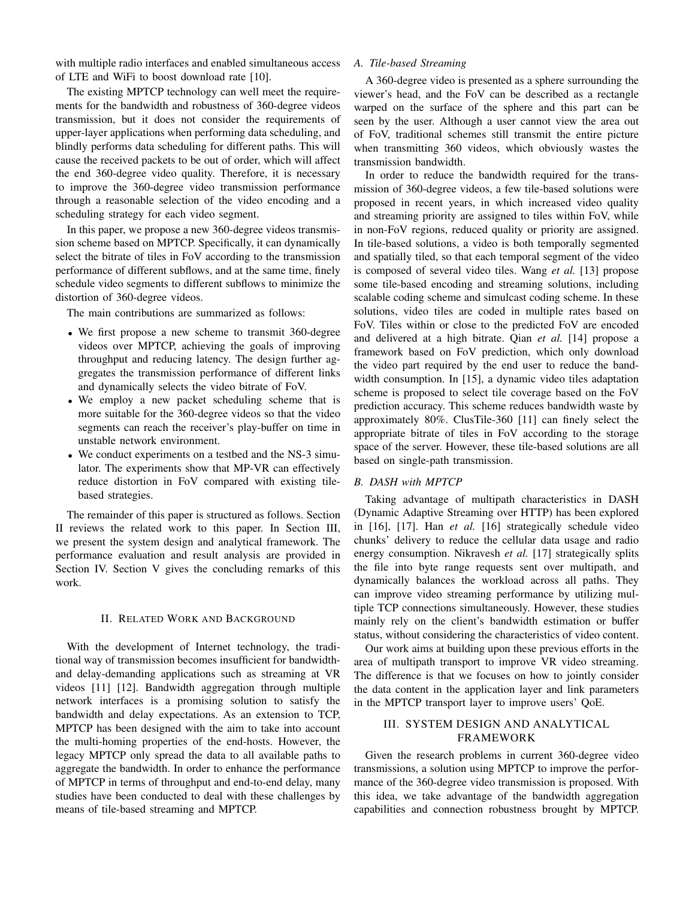with multiple radio interfaces and enabled simultaneous access of LTE and WiFi to boost download rate [10].

The existing MPTCP technology can well meet the requirements for the bandwidth and robustness of 360-degree videos transmission, but it does not consider the requirements of upper-layer applications when performing data scheduling, and blindly performs data scheduling for different paths. This will cause the received packets to be out of order, which will affect the end 360-degree video quality. Therefore, it is necessary to improve the 360-degree video transmission performance through a reasonable selection of the video encoding and a scheduling strategy for each video segment.

In this paper, we propose a new 360-degree videos transmission scheme based on MPTCP. Specifically, it can dynamically select the bitrate of tiles in FoV according to the transmission performance of different subflows, and at the same time, finely schedule video segments to different subflows to minimize the distortion of 360-degree videos.

The main contributions are summarized as follows:

- We first propose a new scheme to transmit 360-degree videos over MPTCP, achieving the goals of improving throughput and reducing latency. The design further aggregates the transmission performance of different links and dynamically selects the video bitrate of FoV.
- We employ a new packet scheduling scheme that is more suitable for the 360-degree videos so that the video segments can reach the receiver's play-buffer on time in unstable network environment.
- We conduct experiments on a testbed and the NS-3 simulator. The experiments show that MP-VR can effectively reduce distortion in FoV compared with existing tile-based strategies.

The remainder of this paper is structured as follows. Section II reviews the related work to this paper. In Section III, we present the system design and analytical framework. The performance evaluation and result analysis are provided in Section IV. Section V gives the concluding remarks of this work.

## II. Related Work and Background

With the development of Internet technology, the traditional way of transmission becomes insufficient for bandwidth- and delay-demanding applications such as streaming at VR videos [11] [12]. Bandwidth aggregation through multiple network interfaces is a promising solution to satisfy the bandwidth and delay expectations. As an extension to TCP, MPTCP has been designed with the aim to take into account the multi-homing properties of the end-hosts. However, the legacy MPTCP only spread the data to all available paths to aggregate the bandwidth. In order to enhance the performance of MPTCP in terms of throughput and end-to-end delay, many studies have been conducted to deal with these challenges by means of tile-based streaming and MPTCP.

### A. Tile-based Streaming

A 360-degree video is presented as a sphere surrounding the viewer's head, and the FoV can be described as a rectangle warped on the surface of the sphere and this part can be seen by the user. Although a user cannot view the area out of FoV, traditional schemes still transmit the entire picture when transmitting 360 videos, which obviously wastes the transmission bandwidth.

In order to reduce the bandwidth required for the transmission of 360-degree videos, a few tile-based solutions were proposed in recent years, in which increased video quality and streaming priority are assigned to tiles within FoV, while in non-FoV regions, reduced quality or priority are assigned. In tile-based solutions, a video is both temporally segmented and spatially tiled, so that each temporal segment of the video is composed of several video tiles. Wang *et al.* [13] propose some tile-based encoding and streaming solutions, including scalable coding scheme and simulcast coding scheme. In these solutions, video tiles are coded in multiple rates based on FoV. Tiles within or close to the predicted FoV are encoded and delivered at a high bitrate. Qian *et al.* [14] propose a framework based on FoV prediction, which only download the video part required by the end user to reduce the bandwidth consumption. In [15], a dynamic video tiles adaptation scheme is proposed to select tile coverage based on the FoV prediction accuracy. This scheme reduces bandwidth waste by approximately 80%. ClusTile-360 [11] can finely select the appropriate bitrate of tiles in FoV according to the storage space of the server. However, these tile-based solutions are all based on single-path transmission.

### B. DASH with MPTCP

Taking advantage of multipath characteristics in DASH (Dynamic Adaptive Streaming over HTTP) has been explored in [16], [17]. Han *et al.* [16] strategically schedule video chunks' delivery to reduce the cellular data usage and radio energy consumption. Nikravesh *et al.* [17] strategically splits the file into byte range requests sent over multipath, and dynamically balances the workload across all paths. They can improve video streaming performance by utilizing multiple TCP connections simultaneously. However, these studies mainly rely on the client's bandwidth estimation or buffer status, without considering the characteristics of video content.

Our work aims at building upon these previous efforts in the area of multipath transport to improve VR video streaming. The difference is that we focuses on how to jointly consider the data content in the application layer and link parameters in the MPTCP transport layer to improve users' QoE.

## III. System Design and Analytical Framework

Given the research problems in current 360-degree video transmissions, a solution using MPTCP to improve the performance of the 360-degree video transmission is proposed. With this idea, we take advantage of the bandwidth aggregation capabilities and connection robustness brought by MPTCP.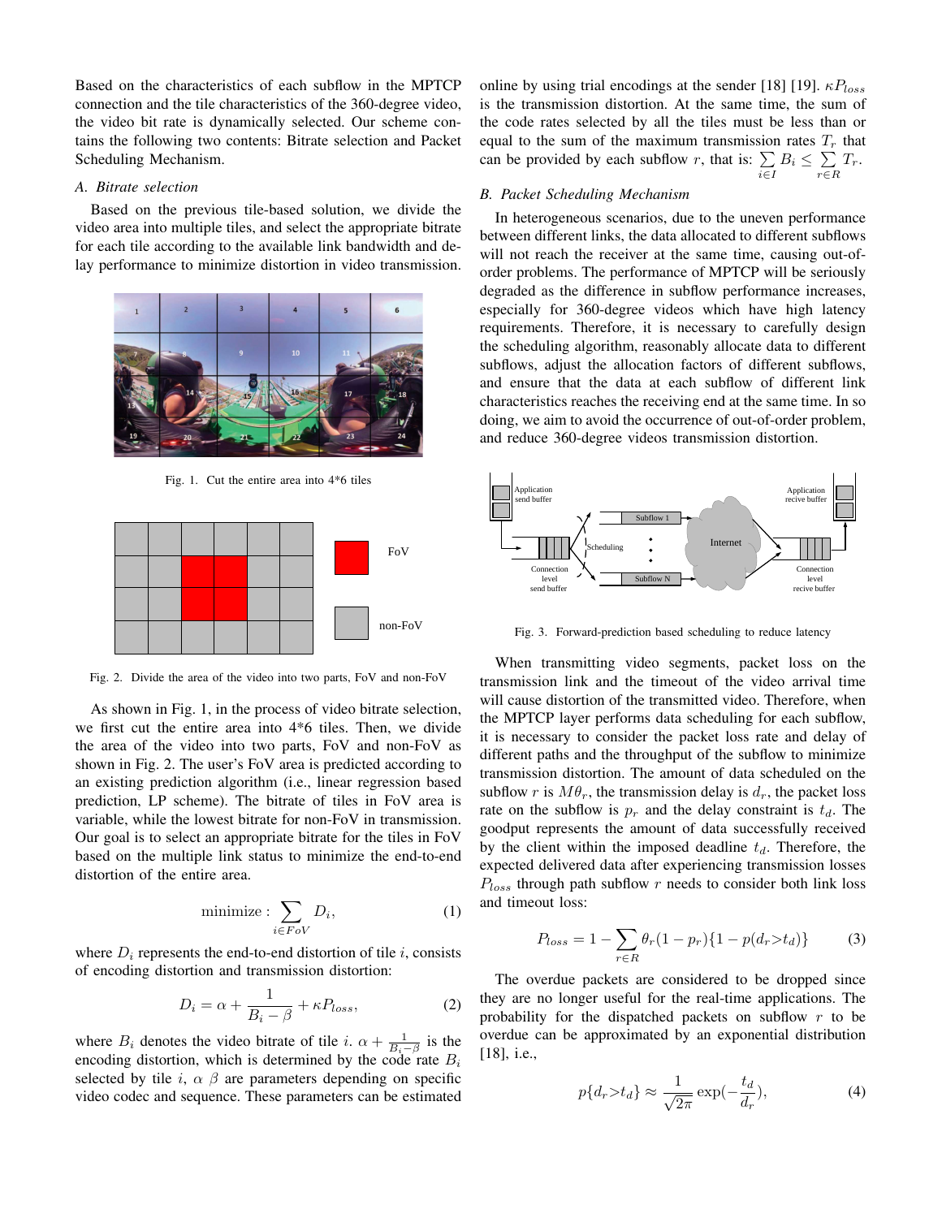Based on the characteristics of each subflow in the MPTCP connection and the tile characteristics of the 360-degree video, the video bit rate is dynamically selected. Our scheme contains the following two contents: Bitrate selection and Packet Scheduling Mechanism.

### A. Bitrate selection

Based on the previous tile-based solution, we divide the video area into multiple tiles, and select the appropriate bitrate for each tile according to the available link bandwidth and delay performance to minimize distortion in video transmission.

Fig. 1. Cut the entire area into 4*6 tiles

Fig. 2. Divide the area of the video into two parts, FoV and non-FoV

As shown in Fig. 1, in the process of video bitrate selection, we first cut the entire area into 4*6 tiles. Then, we divide the area of the video into two parts, FoV and non-FoV as shown in Fig. 2. The user's FoV area is predicted according to an existing prediction algorithm (i.e., linear regression based prediction, LP scheme). The bitrate of tiles in FoV area is variable, while the lowest bitrate for non-FoV in transmission. Our goal is to select an appropriate bitrate for the tiles in FoV based on the multiple link status to minimize the end-to-end distortion of the entire area.

$$\text{minimize}: \sum_{i \in FoV} D_i, \tag{1}$$

where $D_i$ represents the end-to-end distortion of tile $i$, consists of encoding distortion and transmission distortion:

$$D_i = \alpha + \frac{1}{B_i - \beta} + \kappa P_{loss}, \tag{2}$$

where $B_i$ denotes the video bitrate of tile $i$. $\alpha + \frac{1}{B_i - \beta}$ is the encoding distortion, which is determined by the code rate $B_i$ selected by tile $i$, $\alpha$ $\beta$ are parameters depending on specific video codec and sequence. These parameters can be estimated online by using trial encodings at the sender [18] [19]. $\kappa P_{loss}$ is the transmission distortion. At the same time, the sum of the code rates selected by all the tiles must be less than or equal to the sum of the maximum transmission rates $T_r$ that can be provided by each subflow $r$, that is: $\sum_{i \in I} B_i \leq \sum_{r \in R} T_r$.

### B. Packet Scheduling Mechanism

In heterogeneous scenarios, due to the uneven performance between different links, the data allocated to different subflows will not reach the receiver at the same time, causing out-of-order problems. The performance of MPTCP will be seriously degraded as the difference in subflow performance increases, especially for 360-degree videos which have high latency requirements. Therefore, it is necessary to carefully design the scheduling algorithm, reasonably allocate data to different subflows, adjust the allocation factors of different subflows, and ensure that the data at each subflow of different link characteristics reaches the receiving end at the same time. In so doing, we aim to avoid the occurrence of out-of-order problem, and reduce 360-degree videos transmission distortion.

Fig. 3. Forward-prediction based scheduling to reduce latency

When transmitting video segments, packet loss on the transmission link and the timeout of the video arrival time will cause distortion of the transmitted video. Therefore, when the MPTCP layer performs data scheduling for each subflow, it is necessary to consider the packet loss rate and delay of different paths and the throughput of the subflow to minimize transmission distortion. The amount of data scheduled on the subflow $r$ is $M\theta_r$, the transmission delay is $d_r$, the packet loss rate on the subflow is $p_r$ and the delay constraint is $t_d$. The goodput represents the amount of data successfully received by the client within the imposed deadline $t_d$. Therefore, the expected delivered data after experiencing transmission losses $P_{loss}$ through path subflow $r$ needs to consider both link loss and timeout loss:

$$P_{loss} = 1 - \sum_{r \in R} \theta_r (1 - p_r)\{1 - p(d_r > t_d)\} \tag{3}$$

The overdue packets are considered to be dropped since they are no longer useful for the real-time applications. The probability for the dispatched packets on subflow $r$ to be overdue can be approximated by an exponential distribution [18], i.e.,

$$p\{d_r > t_d\} \approx \frac{1}{\sqrt{2\pi}} \exp\left(-\frac{t_d}{d_r}\right), \tag{4}$$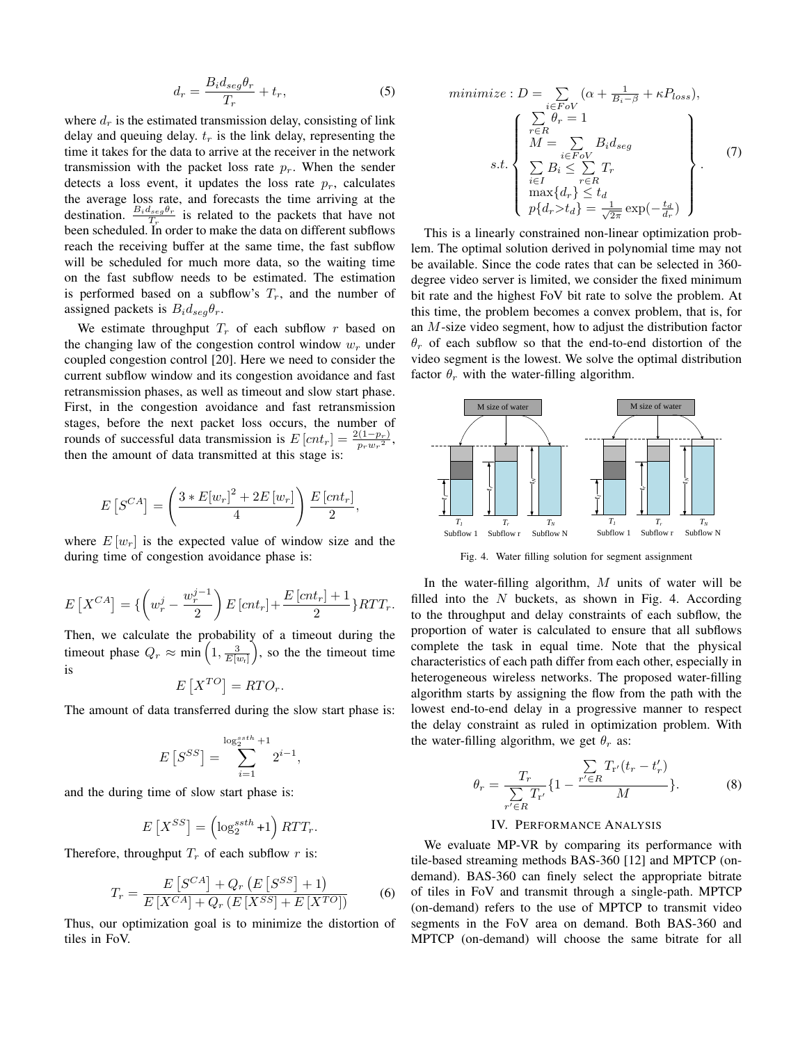$$d_r = \frac{B_i d_{seg} \theta_r}{T_r} + t_r, \tag{5}$$

where $d_r$ is the estimated transmission delay, consisting of link delay and queuing delay. $t_r$ is the link delay, representing the time it takes for the data to arrive at the receiver in the network transmission with the packet loss rate $p_r$. When the sender detects a loss event, it updates the loss rate $p_r$, calculates the average loss rate, and forecasts the time arriving at the destination. $\frac{B_i d_{seg} \theta_r}{T_r}$ is related to the packets that have not been scheduled. In order to make the data on different subflows reach the receiving buffer at the same time, the fast subflow will be scheduled for much more data, so the waiting time on the fast subflow needs to be estimated. The estimation is performed based on a subflow's $T_r$, and the number of assigned packets is $B_i d_{seg} \theta_r$.

We estimate throughput $T_r$ of each subflow $r$ based on the changing law of the congestion control window $w_r$ under coupled congestion control [20]. Here we need to consider the current subflow window and its congestion avoidance and fast retransmission phases, as well as timeout and slow start phase. First, in the congestion avoidance and fast retransmission stages, before the next packet loss occurs, the number of rounds of successful data transmission is $E\left[cnt_r\right] = \frac{2(1-p_r)}{p_r {w_r}^2}$, then the amount of data transmitted at this stage is:

$$E\left[S^{CA}\right] = \left(\frac{3 * E[w_r]^2 + 2E\left[w_r\right]}{4}\right) \frac{E\left[cnt_r\right]}{2},$$

where $E\left[w_r\right]$ is the expected value of window size and the during time of congestion avoidance phase is:

$$E\left[X^{CA}\right] = \{\left(w_r^j - \frac{w_r^{j-1}}{2}\right) E\left[cnt_r\right] + \frac{E\left[cnt_r\right] + 1}{2}\} RTT_r.$$

Then, we calculate the probability of a timeout during the timeout phase $Q_r \approx \min\left(1, \frac{3}{E[w_i]}\right)$, so the the timeout time is

$$E\left[X^{TO}\right] = RTO_r.$$

The amount of data transferred during the slow start phase is:

$$E\left[S^{SS}\right] = \sum_{i=1}^{\log_2^{ssth}+1} 2^{i-1},$$

and the during time of slow start phase is:

$$E\left[X^{SS}\right] = \left(\log_2^{ssth} + 1\right) RTT_r.$$

Therefore, throughput $T_r$ of each subflow $r$ is:

$$T_r = \frac{E\left[S^{CA}\right] + Q_r\left(E\left[S^{SS}\right] + 1\right)}{E\left[X^{CA}\right] + Q_r\left(E\left[X^{SS}\right] + E\left[X^{TO}\right]\right)} \tag{6}$$

Thus, our optimization goal is to minimize the distortion of tiles in FoV.

$$minimize : D = \sum_{i \in FoV} \left(\alpha + \frac{1}{B_i - \beta} + \kappa P_{loss}\right),$$
$$s.t. \left\{ \begin{array}{l} \sum\limits_{r \in R} \theta_r = 1 \\ M = \sum\limits_{i \in FoV} B_i d_{seg} \\ \sum\limits_{i \in I} B_i \leq \sum\limits_{r \in R} T_r \\ \max\{d_r\} \leq t_d \\ p\{d_r > t_d\} = \frac{1}{\sqrt{2\pi}} \exp\left(-\frac{t_d}{d_r}\right) \end{array} \right\}. \tag{7}$$

This is a linearly constrained non-linear optimization problem. The optimal solution derived in polynomial time may not be available. Since the code rates that can be selected in 360-degree video server is limited, we consider the fixed minimum bit rate and the highest FoV bit rate to solve the problem. At this time, the problem becomes a convex problem, that is, for an $M$-size video segment, how to adjust the distribution factor $\theta_r$ of each subflow so that the end-to-end distortion of the video segment is the lowest. We solve the optimal distribution factor $\theta_r$ with the water-filling algorithm.

Fig. 4. Water filling solution for segment assignment

In the water-filling algorithm, $M$ units of water will be filled into the $N$ buckets, as shown in Fig. 4. According to the throughput and delay constraints of each subflow, the proportion of water is calculated to ensure that all subflows complete the task in equal time. Note that the physical characteristics of each path differ from each other, especially in heterogeneous wireless networks. The proposed water-filling algorithm starts by assigning the flow from the path with the lowest end-to-end delay in a progressive manner to respect the delay constraint as ruled in optimization problem. With the water-filling algorithm, we get $\theta_r$ as:

$$\theta_r = \frac{T_r}{\sum\limits_{r' \in R} T_{r'}} \{1 - \frac{\sum\limits_{r' \in R} T_{r'}(t_r - t'_r)}{M}\}. \tag{8}$$

## IV. Performance Analysis

We evaluate MP-VR by comparing its performance with tile-based streaming methods BAS-360 [12] and MPTCP (on-demand). BAS-360 can finely select the appropriate bitrate of tiles in FoV and transmit through a single-path. MPTCP (on-demand) refers to the use of MPTCP to transmit video segments in the FoV area on demand. Both BAS-360 and MPTCP (on-demand) will choose the same bitrate for all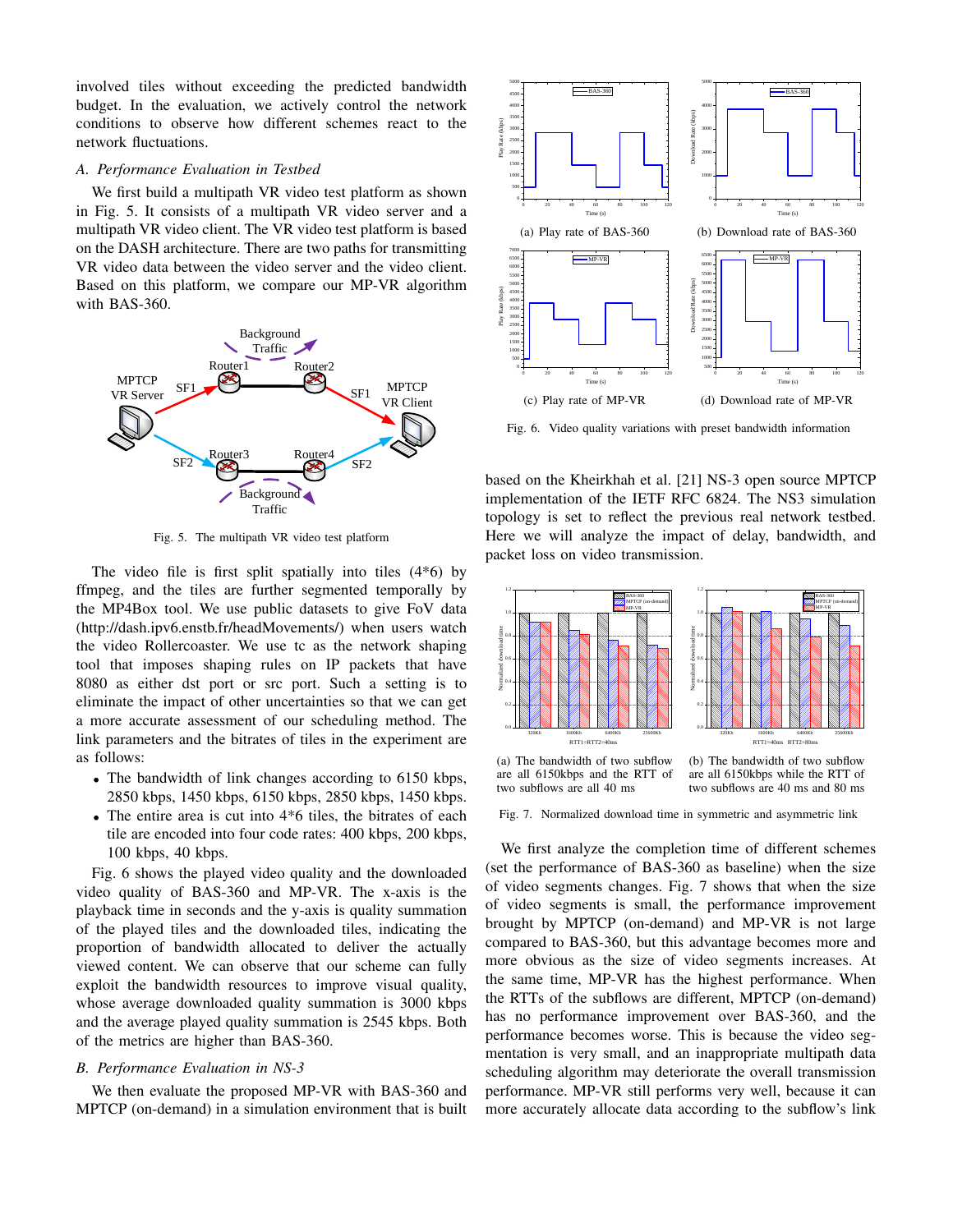involved tiles without exceeding the predicted bandwidth budget. In the evaluation, we actively control the network conditions to observe how different schemes react to the network fluctuations.

### *A. Performance Evaluation in Testbed*

We first build a multipath VR video test platform as shown in Fig. 5. It consists of a multipath VR video server and a multipath VR video client. The VR video test platform is based on the DASH architecture. There are two paths for transmitting VR video data between the video server and the video client. Based on this platform, we compare our MP-VR algorithm with BAS-360.

Fig. 5. The multipath VR video test platform

The video file is first split spatially into tiles (4*6) by ffmpeg, and the tiles are further segmented temporally by the MP4Box tool. We use public datasets to give FoV data (http://dash.ipv6.enstb.fr/headMovements/) when users watch the video Rollercoaster. We use tc as the network shaping tool that imposes shaping rules on IP packets that have 8080 as either dst port or src port. Such a setting is to eliminate the impact of other uncertainties so that we can get a more accurate assessment of our scheduling method. The link parameters and the bitrates of tiles in the experiment are as follows:

- The bandwidth of link changes according to 6150 kbps, 2850 kbps, 1450 kbps, 6150 kbps, 2850 kbps, 1450 kbps.
- The entire area is cut into 4*6 tiles, the bitrates of each tile are encoded into four code rates: 400 kbps, 200 kbps, 100 kbps, 40 kbps.

Fig. 6 shows the played video quality and the downloaded video quality of BAS-360 and MP-VR. The x-axis is the playback time in seconds and the y-axis is quality summation of the played tiles and the downloaded tiles, indicating the proportion of bandwidth allocated to deliver the actually viewed content. We can observe that our scheme can fully exploit the bandwidth resources to improve visual quality, whose average downloaded quality summation is 3000 kbps and the average played quality summation is 2545 kbps. Both of the metrics are higher than BAS-360.

### *B. Performance Evaluation in NS-3*

We then evaluate the proposed MP-VR with BAS-360 and MPTCP (on-demand) in a simulation environment that is built based on the Kheirkhah et al. [21] NS-3 open source MPTCP implementation of the IETF RFC 6824. The NS3 simulation topology is set to reflect the previous real network testbed. Here we will analyze the impact of delay, bandwidth, and packet loss on video transmission.

(a) Play rate of BAS-360 (b) Download rate of BAS-360 (c) Play rate of MP-VR (d) Download rate of MP-VR

Fig. 6. Video quality variations with preset bandwidth information

(a) The bandwidth of two subflow are all 6150kbps and the RTT of two subflows are all 40 ms (b) The bandwidth of two subflow are all 6150kbps while the RTT of two subflows are 40 ms and 80 ms

Fig. 7. Normalized download time in symmetric and asymmetric link

We first analyze the completion time of different schemes (set the performance of BAS-360 as baseline) when the size of video segments changes. Fig. 7 shows that when the size of video segments is small, the performance improvement brought by MPTCP (on-demand) and MP-VR is not large compared to BAS-360, but this advantage becomes more and more obvious as the size of video segments increases. At the same time, MP-VR has the highest performance. When the RTTs of the subflows are different, MPTCP (on-demand) has no performance improvement over BAS-360, and the performance becomes worse. This is because the video segmentation is very small, and an inappropriate multipath data scheduling algorithm may deteriorate the overall transmission performance. MP-VR still performs very well, because it can more accurately allocate data according to the subflow's link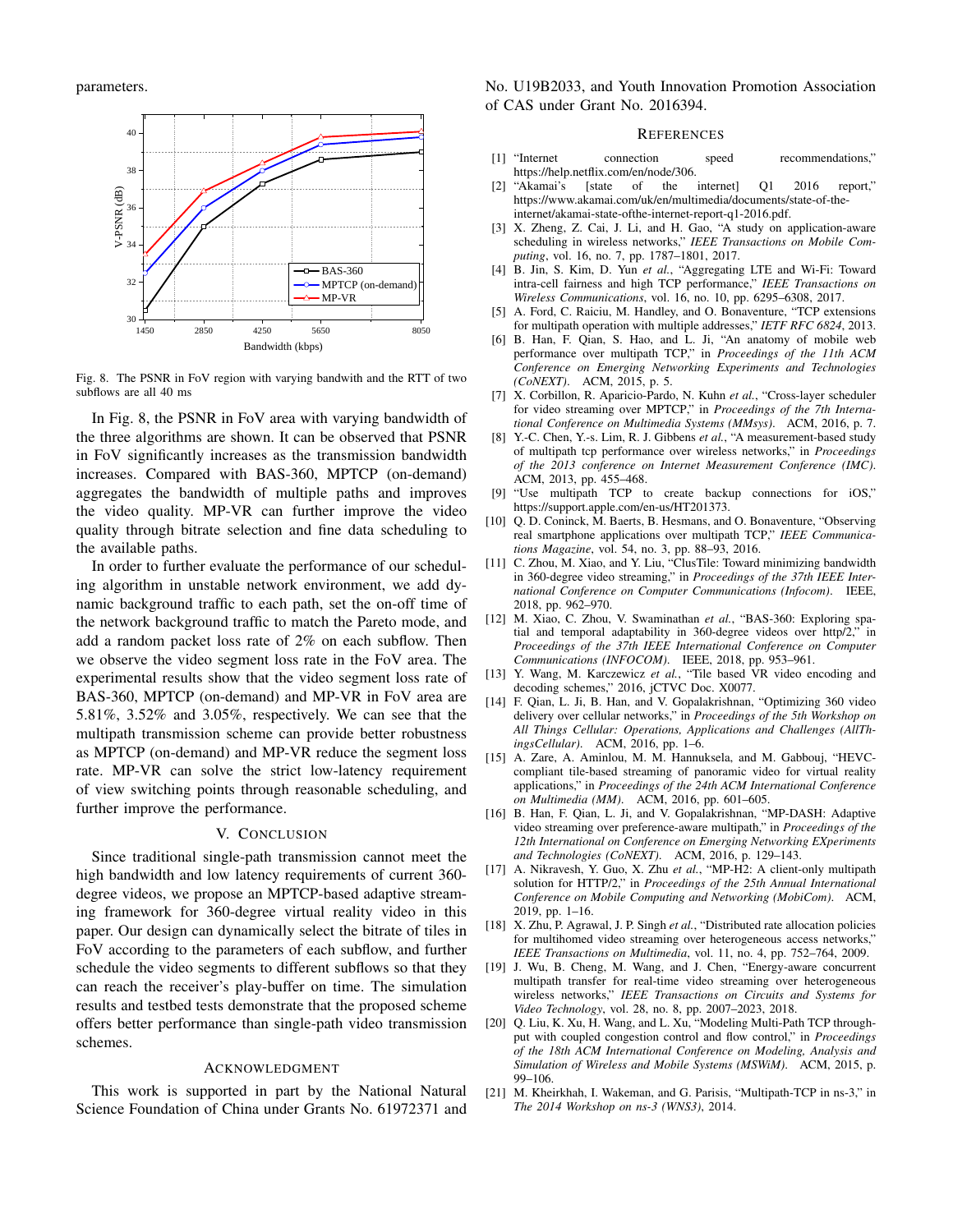parameters.

40
38
36
34
32
30
V-PSNR (dB)
1450
2850
4250
5650
8050
Bandwidth (kbps)
BAS-360
MPTCP (on-demand)
MP-VR

Fig. 8. The PSNR in FoV region with varying bandwith and the RTT of two subflows are all 40 ms

In Fig. 8, the PSNR in FoV area with varying bandwidth of the three algorithms are shown. It can be observed that PSNR in FoV significantly increases as the transmission bandwidth increases. Compared with BAS-360, MPTCP (on-demand) aggregates the bandwidth of multiple paths and improves the video quality. MP-VR can further improve the video quality through bitrate selection and fine data scheduling to the available paths.

In order to further evaluate the performance of our scheduling algorithm in unstable network environment, we add dynamic background traffic to each path, set the on-off time of the network background traffic to match the Pareto mode, and add a random packet loss rate of 2% on each subflow. Then we observe the video segment loss rate in the FoV area. The experimental results show that the video segment loss rate of BAS-360, MPTCP (on-demand) and MP-VR in FoV area are 5.81%, 3.52% and 3.05%, respectively. We can see that the multipath transmission scheme can provide better robustness as MPTCP (on-demand) and MP-VR reduce the segment loss rate. MP-VR can solve the strict low-latency requirement of view switching points through reasonable scheduling, and further improve the performance.

## V. Conclusion

Since traditional single-path transmission cannot meet the high bandwidth and low latency requirements of current 360-degree videos, we propose an MPTCP-based adaptive streaming framework for 360-degree virtual reality video in this paper. Our design can dynamically select the bitrate of tiles in FoV according to the parameters of each subflow, and further schedule the video segments to different subflows so that they can reach the receiver's play-buffer on time. The simulation results and testbed tests demonstrate that the proposed scheme offers better performance than single-path video transmission schemes.

## Acknowledgment

This work is supported in part by the National Natural Science Foundation of China under Grants No. 61972371 and No. U19B2033, and Youth Innovation Promotion Association of CAS under Grant No. 2016394.

## References

[1] "Internet connection speed recommendations," https://help.netflix.com/en/node/306.

[2] "Akamai's [state of the internet] Q1 2016 report," https://www.akamai.com/uk/en/multimedia/documents/state-of-the-internet/akamai-state-ofthe-internet-report-q1-2016.pdf.

[3] X. Zheng, Z. Cai, J. Li, and H. Gao, "A study on application-aware scheduling in wireless networks," *IEEE Transactions on Mobile Computing*, vol. 16, no. 7, pp. 1787–1801, 2017.

[4] B. Jin, S. Kim, D. Yun *et al.*, "Aggregating LTE and Wi-Fi: Toward intra-cell fairness and high TCP performance," *IEEE Transactions on Wireless Communications*, vol. 16, no. 10, pp. 6295–6308, 2017.

[5] A. Ford, C. Raiciu, M. Handley, and O. Bonaventure, "TCP extensions for multipath operation with multiple addresses," *IETF RFC 6824*, 2013.

[6] B. Han, F. Qian, S. Hao, and L. Ji, "An anatomy of mobile web performance over multipath TCP," in *Proceedings of the 11th ACM Conference on Emerging Networking Experiments and Technologies (CoNEXT)*. ACM, 2015, p. 5.

[7] X. Corbillon, R. Aparicio-Pardo, N. Kuhn *et al.*, "Cross-layer scheduler for video streaming over MPTCP," in *Proceedings of the 7th International Conference on Multimedia Systems (MMsys)*. ACM, 2016, p. 7.

[8] Y.-C. Chen, Y.-s. Lim, R. J. Gibbens *et al.*, "A measurement-based study of multipath tcp performance over wireless networks," in *Proceedings of the 2013 conference on Internet Measurement Conference (IMC)*. ACM, 2013, pp. 455–468.

[9] "Use multipath TCP to create backup connections for iOS," https://support.apple.com/en-us/HT201373.

[10] Q. D. Coninck, M. Baerts, B. Hesmans, and O. Bonaventure, "Observing real smartphone applications over multipath TCP," *IEEE Communications Magazine*, vol. 54, no. 3, pp. 88–93, 2016.

[11] C. Zhou, M. Xiao, and Y. Liu, "ClusTile: Toward minimizing bandwidth in 360-degree video streaming," in *Proceedings of the 37th IEEE International Conference on Computer Communications (Infocom)*. IEEE, 2018, pp. 962–970.

[12] M. Xiao, C. Zhou, V. Swaminathan *et al.*, "BAS-360: Exploring spatial and temporal adaptability in 360-degree videos over http/2," in *Proceedings of the 37th IEEE International Conference on Computer Communications (INFOCOM)*. IEEE, 2018, pp. 953–961.

[13] Y. Wang, M. Karczewicz *et al.*, "Tile based VR video encoding and decoding schemes," 2016, jCTVC Doc. X0077.

[14] F. Qian, L. Ji, B. Han, and V. Gopalakrishnan, "Optimizing 360 video delivery over cellular networks," in *Proceedings of the 5th Workshop on All Things Cellular: Operations, Applications and Challenges (AllThingsCellular)*. ACM, 2016, pp. 1–6.

[15] A. Zare, A. Aminlou, M. M. Hannuksela, and M. Gabbouj, "HEVC-compliant tile-based streaming of panoramic video for virtual reality applications," in *Proceedings of the 24th ACM International Conference on Multimedia (MM)*. ACM, 2016, pp. 601–605.

[16] B. Han, F. Qian, L. Ji, and V. Gopalakrishnan, "MP-DASH: Adaptive video streaming over preference-aware multipath," in *Proceedings of the 12th International on Conference on Emerging Networking EXperiments and Technologies (CoNEXT)*. ACM, 2016, pp. 129–143.

[17] A. Nikravesh, Y. Guo, X. Zhu *et al.*, "MP-H2: A client-only multipath solution for HTTP/2," in *Proceedings of the 25th Annual International Conference on Mobile Computing and Networking (MobiCom)*. ACM, 2019, pp. 1–16.

[18] X. Zhu, P. Agrawal, J. P. Singh *et al.*, "Distributed rate allocation policies for multihomed video streaming over heterogeneous access networks," *IEEE Transactions on Multimedia*, vol. 11, no. 4, pp. 752–764, 2009.

[19] J. Wu, B. Cheng, M. Wang, and J. Chen, "Energy-aware concurrent multipath transfer for real-time video streaming over heterogeneous wireless networks," *IEEE Transactions on Circuits and Systems for Video Technology*, vol. 28, no. 8, pp. 2007–2023, 2018.

[20] Q. Liu, K. Xu, H. Wang, and L. Xu, "Modeling Multi-Path TCP throughput with coupled congestion control and flow control," in *Proceedings of the 18th ACM International Conference on Modeling, Analysis and Simulation of Wireless and Mobile Systems (MSWiM)*. ACM, 2015, p. 99–106.

[21] M. Kheirkhah, I. Wakeman, and G. Parisis, "Multipath-TCP in ns-3," in *The 2014 Workshop on ns-3 (WNS3)*, 2014.